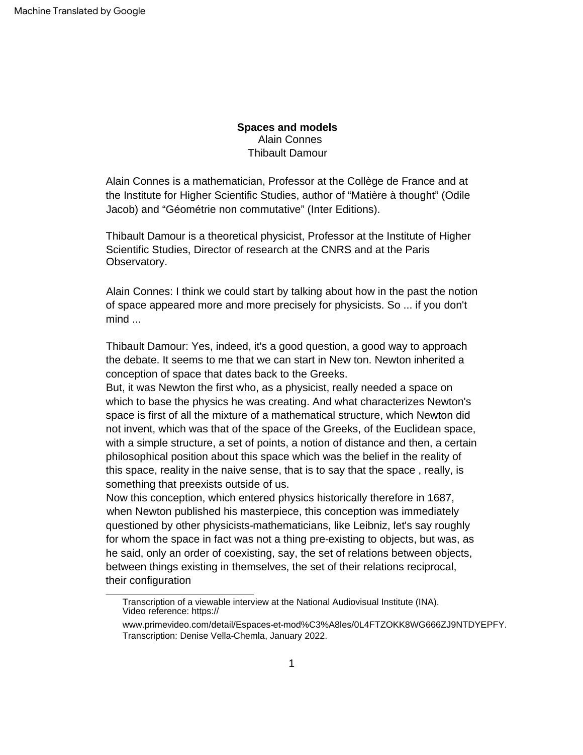Machine Translated by Google

**Spaces and models**
Alain Connes
Thibault Damour

Alain Connes is a mathematician, Professor at the Collège de France and at the Institute for Higher Scientific Studies, author of “Matière à thought” (Odile Jacob) and “Géométrie non commutative” (Inter Editions).

Thibault Damour is a theoretical physicist, Professor at the Institute of Higher Scientific Studies, Director of research at the CNRS and at the Paris Observatory.

Alain Connes: I think we could start by talking about how in the past the notion of space appeared more and more precisely for physicists. So ... if you don't mind ...

Thibault Damour: Yes, indeed, it's a good question, a good way to approach the debate. It seems to me that we can start in New ton. Newton inherited a conception of space that dates back to the Greeks.
But, it was Newton the first who, as a physicist, really needed a space on which to base the physics he was creating. And what characterizes Newton's space is first of all the mixture of a mathematical structure, which Newton did not invent, which was that of the space of the Greeks, of the Euclidean space, with a simple structure, a set of points, a notion of distance and then, a certain philosophical position about this space which was the belief in the reality of this space, reality in the naive sense, that is to say that the space , really, is something that preexists outside of us.
Now this conception, which entered physics historically therefore in 1687, when Newton published his masterpiece, this conception was immediately questioned by other physicists-mathematicians, like Leibniz, let's say roughly for whom the space in fact was not a thing pre-existing to objects, but was, as he said, only an order of coexisting, say, the set of relations between objects, between things existing in themselves, the set of their relations reciprocal, their configuration

---

Transcription of a viewable interview at the National Audiovisual Institute (INA). Video reference: https://
www.primevideo.com/detail/Espaces-et-mod%C3%A8les/0L4FTZOKK8WG666ZJ9NTDYEPFY.
Transcription: Denise Vella-Chemla, January 2022.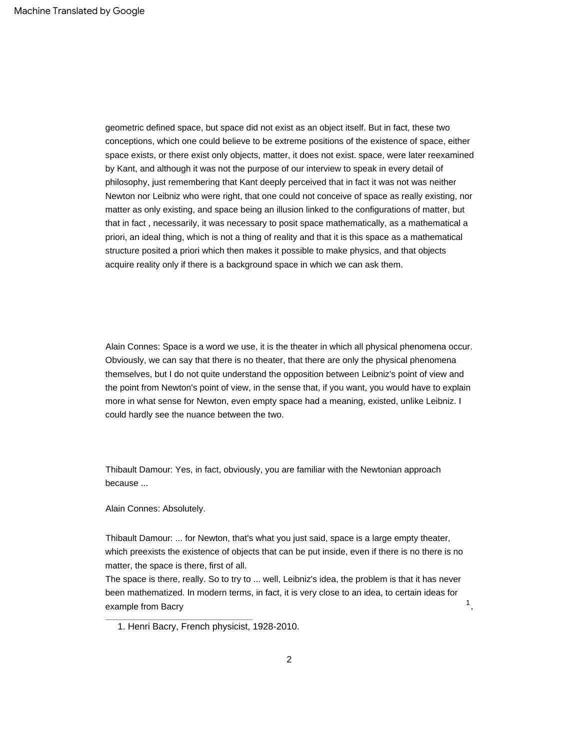geometric defined space, but space did not exist as an object itself. But in fact, these two conceptions, which one could believe to be extreme positions of the existence of space, either space exists, or there exist only objects, matter, it does not exist. space, were later reexamined by Kant, and although it was not the purpose of our interview to speak in every detail of philosophy, just remembering that Kant deeply perceived that in fact it was not was neither Newton nor Leibniz who were right, that one could not conceive of space as really existing, nor matter as only existing, and space being an illusion linked to the configurations of matter, but that in fact , necessarily, it was necessary to posit space mathematically, as a mathematical a priori, an ideal thing, which is not a thing of reality and that it is this space as a mathematical structure posited a priori which then makes it possible to make physics, and that objects acquire reality only if there is a background space in which we can ask them.

Alain Connes: Space is a word we use, it is the theater in which all physical phenomena occur. Obviously, we can say that there is no theater, that there are only the physical phenomena themselves, but I do not quite understand the opposition between Leibniz's point of view and the point from Newton's point of view, in the sense that, if you want, you would have to explain more in what sense for Newton, even empty space had a meaning, existed, unlike Leibniz. I could hardly see the nuance between the two.

Thibault Damour: Yes, in fact, obviously, you are familiar with the Newtonian approach because ...

Alain Connes: Absolutely.

Thibault Damour: ... for Newton, that's what you just said, space is a large empty theater, which preexists the existence of objects that can be put inside, even if there is no there is no matter, the space is there, first of all.
The space is there, really. So to try to ... well, Leibniz's idea, the problem is that it has never been mathematized. In modern terms, in fact, it is very close to an idea, to certain ideas for example from Bacry [1],

1. Henri Bacry, French physicist, 1928-2010.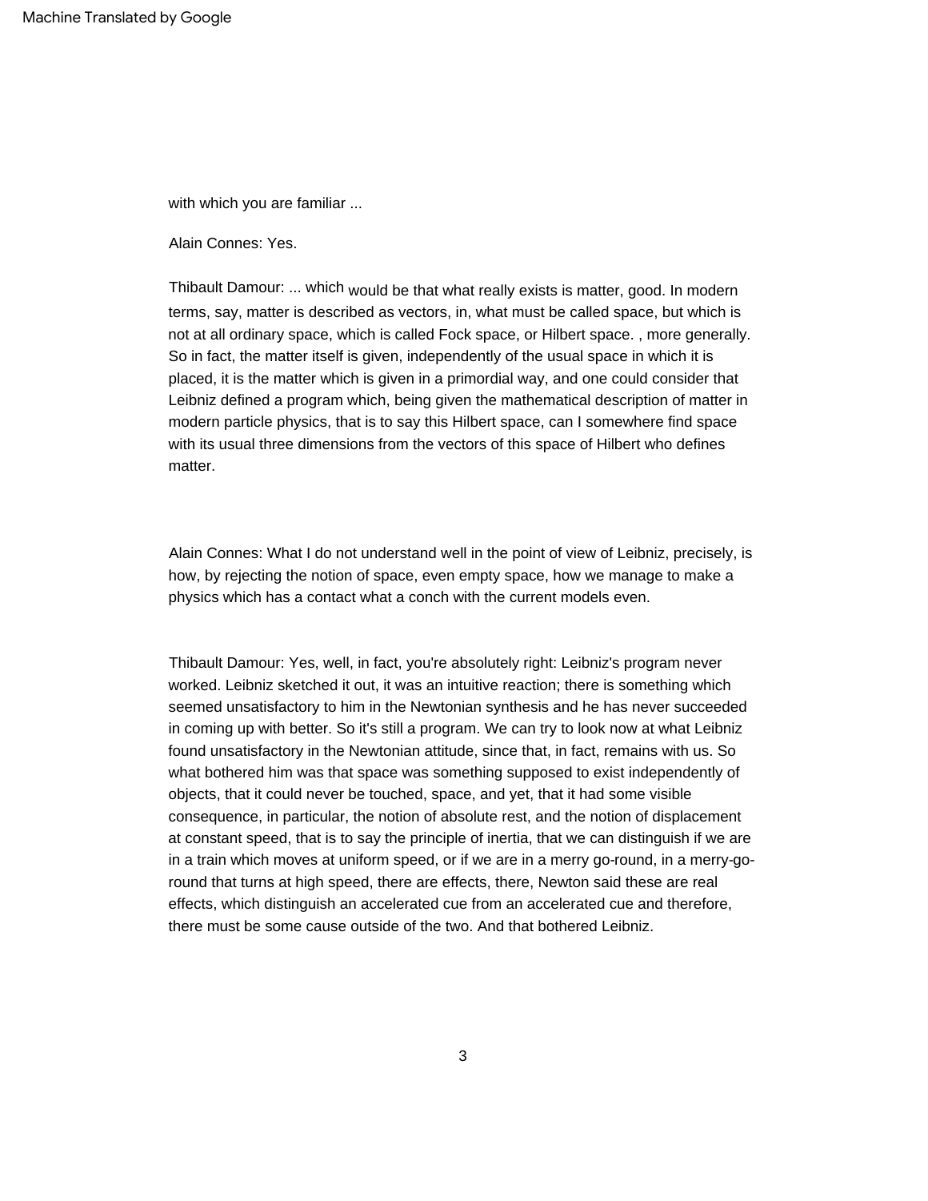with which you are familiar ...

Alain Connes: Yes.

Thibault Damour: ... which would be that what really exists is matter, good. In modern terms, say, matter is described as vectors, in, what must be called space, but which is not at all ordinary space, which is called Fock space, or Hilbert space. , more generally. So in fact, the matter itself is given, independently of the usual space in which it is placed, it is the matter which is given in a primordial way, and one could consider that Leibniz defined a program which, being given the mathematical description of matter in modern particle physics, that is to say this Hilbert space, can I somewhere find space with its usual three dimensions from the vectors of this space of Hilbert who defines matter.

Alain Connes: What I do not understand well in the point of view of Leibniz, precisely, is how, by rejecting the notion of space, even empty space, how we manage to make a physics which has a contact what a conch with the current models even.

Thibault Damour: Yes, well, in fact, you're absolutely right: Leibniz's program never worked. Leibniz sketched it out, it was an intuitive reaction; there is something which seemed unsatisfactory to him in the Newtonian synthesis and he has never succeeded in coming up with better. So it's still a program. We can try to look now at what Leibniz found unsatisfactory in the Newtonian attitude, since that, in fact, remains with us. So what bothered him was that space was something supposed to exist independently of objects, that it could never be touched, space, and yet, that it had some visible consequence, in particular, the notion of absolute rest, and the notion of displacement at constant speed, that is to say the principle of inertia, that we can distinguish if we are in a train which moves at uniform speed, or if we are in a merry go-round, in a merry-go-round that turns at high speed, there are effects, there, Newton said these are real effects, which distinguish an accelerated cue from an accelerated cue and therefore, there must be some cause outside of the two. And that bothered Leibniz.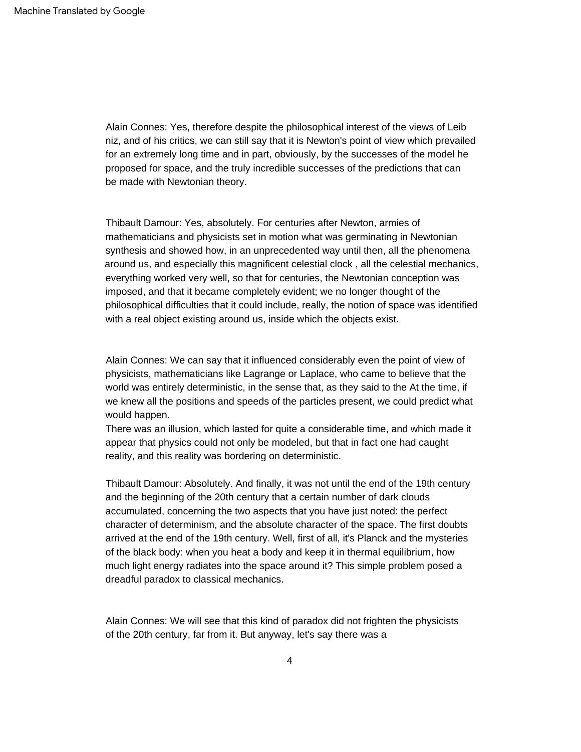Alain Connes: Yes, therefore despite the philosophical interest of the views of Leib niz, and of his critics, we can still say that it is Newton's point of view which prevailed for an extremely long time and in part, obviously, by the successes of the model he proposed for space, and the truly incredible successes of the predictions that can be made with Newtonian theory.

Thibault Damour: Yes, absolutely. For centuries after Newton, armies of mathematicians and physicists set in motion what was germinating in Newtonian synthesis and showed how, in an unprecedented way until then, all the phenomena around us, and especially this magnificent celestial clock , all the celestial mechanics, everything worked very well, so that for centuries, the Newtonian conception was imposed, and that it became completely evident; we no longer thought of the philosophical difficulties that it could include, really, the notion of space was identified with a real object existing around us, inside which the objects exist.

Alain Connes: We can say that it influenced considerably even the point of view of physicists, mathematicians like Lagrange or Laplace, who came to believe that the world was entirely deterministic, in the sense that, as they said to the At the time, if we knew all the positions and speeds of the particles present, we could predict what would happen.
There was an illusion, which lasted for quite a considerable time, and which made it appear that physics could not only be modeled, but that in fact one had caught reality, and this reality was bordering on deterministic.

Thibault Damour: Absolutely. And finally, it was not until the end of the 19th century and the beginning of the 20th century that a certain number of dark clouds accumulated, concerning the two aspects that you have just noted: the perfect character of determinism, and the absolute character of the space. The first doubts arrived at the end of the 19th century. Well, first of all, it's Planck and the mysteries of the black body: when you heat a body and keep it in thermal equilibrium, how much light energy radiates into the space around it? This simple problem posed a dreadful paradox to classical mechanics.

Alain Connes: We will see that this kind of paradox did not frighten the physicists of the 20th century, far from it. But anyway, let's say there was a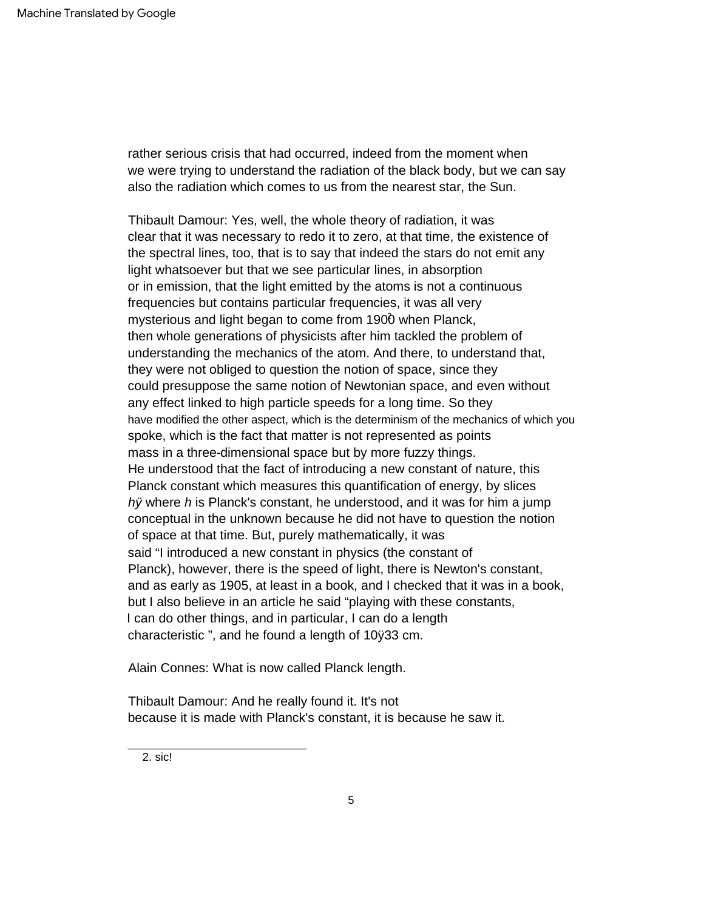rather serious crisis that had occurred, indeed from the moment when we were trying to understand the radiation of the black body, but we can say also the radiation which comes to us from the nearest star, the Sun.

Thibault Damour: Yes, well, the whole theory of radiation, it was clear that it was necessary to redo it to zero, at that time, the existence of the spectral lines, too, that is to say that indeed the stars do not emit any light whatsoever but that we see particular lines, in absorption or in emission, that the light emitted by the atoms is not a continuous frequencies but contains particular frequencies, it was all very mysterious and light began to come from 1900[2] when Planck, then whole generations of physicists after him tackled the problem of understanding the mechanics of the atom. And there, to understand that, they were not obliged to question the notion of space, since they could presuppose the same notion of Newtonian space, and even without any effect linked to high particle speeds for a long time. So they have modified the other aspect, which is the determinism of the mechanics of which you spoke, which is the fact that matter is not represented as points mass in a three-dimensional space but by more fuzzy things. He understood that the fact of introducing a new constant of nature, this Planck constant which measures this quantification of energy, by slices $h\nu$ where $h$ is Planck's constant, he understood, and it was for him a jump conceptual in the unknown because he did not have to question the notion of space at that time. But, purely mathematically, it was said "I introduced a new constant in physics (the constant of Planck), however, there is the speed of light, there is Newton's constant, and as early as 1905, at least in a book, and I checked that it was in a book, but I also believe in an article he said "playing with these constants, I can do other things, and in particular, I can do a length characteristic ", and he found a length of $10^{-33}$ cm.

Alain Connes: What is now called Planck length.

Thibault Damour: And he really found it. It's not because it is made with Planck's constant, it is because he saw it.

2. sic!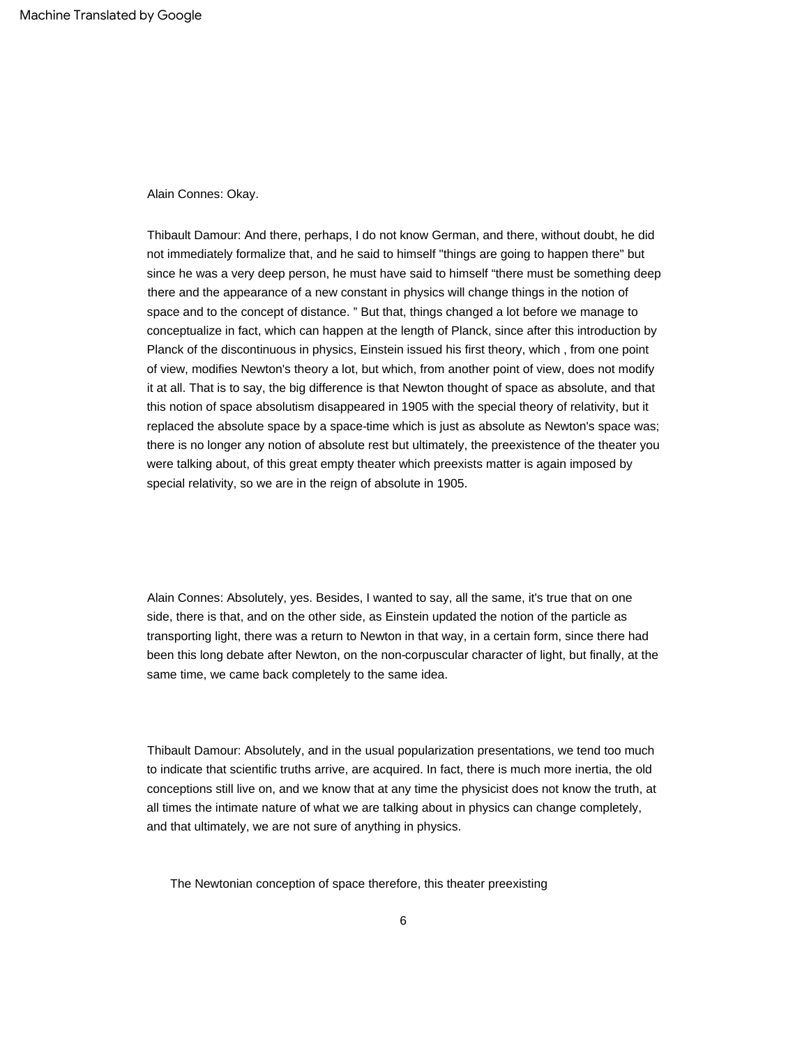Alain Connes: Okay.

Thibault Damour: And there, perhaps, I do not know German, and there, without doubt, he did not immediately formalize that, and he said to himself "things are going to happen there" but since he was a very deep person, he must have said to himself “there must be something deep there and the appearance of a new constant in physics will change things in the notion of space and to the concept of distance. ” But that, things changed a lot before we manage to conceptualize in fact, which can happen at the length of Planck, since after this introduction by Planck of the discontinuous in physics, Einstein issued his first theory, which , from one point of view, modifies Newton's theory a lot, but which, from another point of view, does not modify it at all. That is to say, the big difference is that Newton thought of space as absolute, and that this notion of space absolutism disappeared in 1905 with the special theory of relativity, but it replaced the absolute space by a space-time which is just as absolute as Newton's space was; there is no longer any notion of absolute rest but ultimately, the preexistence of the theater you were talking about, of this great empty theater which preexists matter is again imposed by special relativity, so we are in the reign of absolute in 1905.

Alain Connes: Absolutely, yes. Besides, I wanted to say, all the same, it's true that on one side, there is that, and on the other side, as Einstein updated the notion of the particle as transporting light, there was a return to Newton in that way, in a certain form, since there had been this long debate after Newton, on the non-corpuscular character of light, but finally, at the same time, we came back completely to the same idea.

Thibault Damour: Absolutely, and in the usual popularization presentations, we tend too much to indicate that scientific truths arrive, are acquired. In fact, there is much more inertia, the old conceptions still live on, and we know that at any time the physicist does not know the truth, at all times the intimate nature of what we are talking about in physics can change completely, and that ultimately, we are not sure of anything in physics.

The Newtonian conception of space therefore, this theater preexisting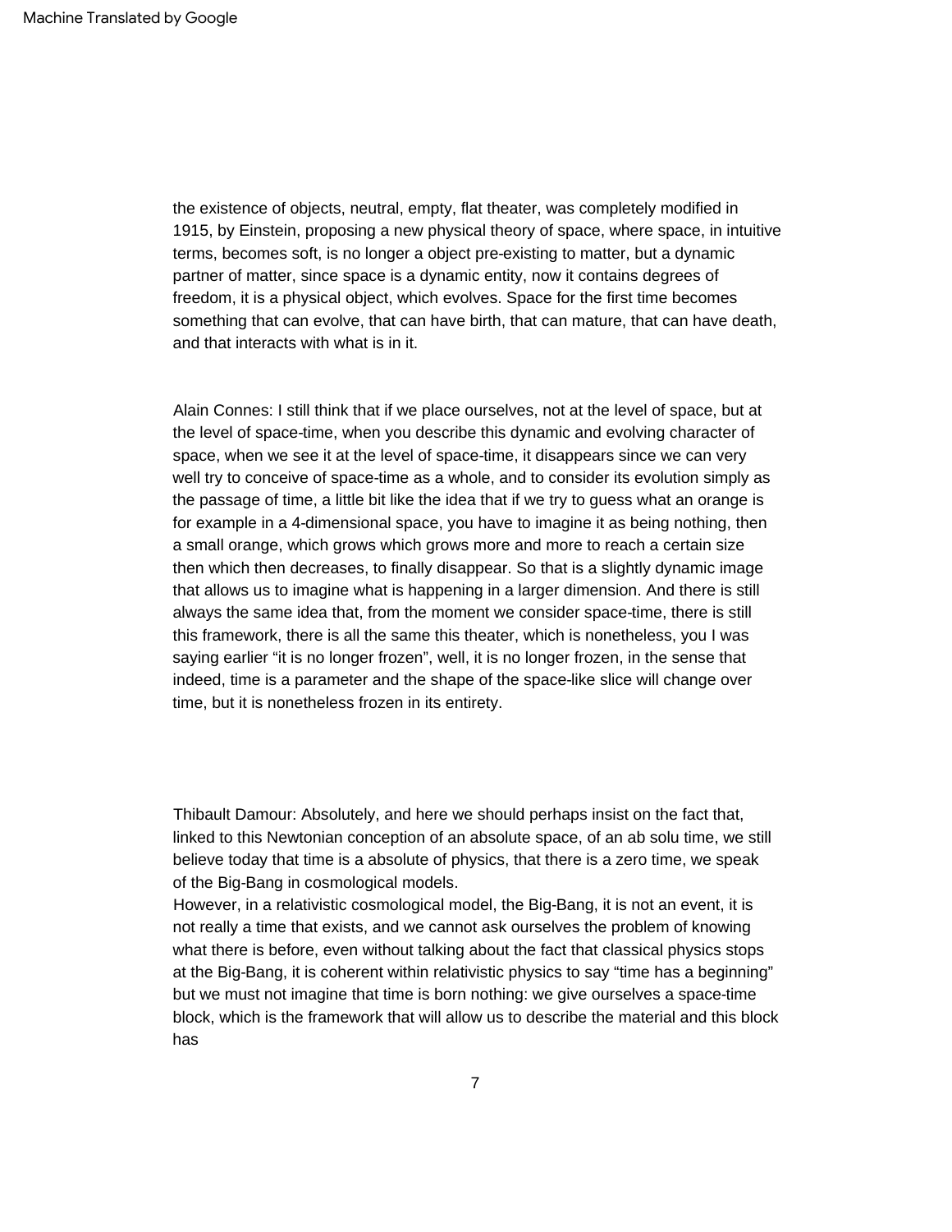the existence of objects, neutral, empty, flat theater, was completely modified in 1915, by Einstein, proposing a new physical theory of space, where space, in intuitive terms, becomes soft, is no longer a object pre-existing to matter, but a dynamic partner of matter, since space is a dynamic entity, now it contains degrees of freedom, it is a physical object, which evolves. Space for the first time becomes something that can evolve, that can have birth, that can mature, that can have death, and that interacts with what is in it.

Alain Connes: I still think that if we place ourselves, not at the level of space, but at the level of space-time, when you describe this dynamic and evolving character of space, when we see it at the level of space-time, it disappears since we can very well try to conceive of space-time as a whole, and to consider its evolution simply as the passage of time, a little bit like the idea that if we try to guess what an orange is for example in a 4-dimensional space, you have to imagine it as being nothing, then a small orange, which grows which grows more and more to reach a certain size then which then decreases, to finally disappear. So that is a slightly dynamic image that allows us to imagine what is happening in a larger dimension. And there is still always the same idea that, from the moment we consider space-time, there is still this framework, there is all the same this theater, which is nonetheless, you I was saying earlier "it is no longer frozen", well, it is no longer frozen, in the sense that indeed, time is a parameter and the shape of the space-like slice will change over time, but it is nonetheless frozen in its entirety.

Thibault Damour: Absolutely, and here we should perhaps insist on the fact that, linked to this Newtonian conception of an absolute space, of an ab solu time, we still believe today that time is a absolute of physics, that there is a zero time, we speak of the Big-Bang in cosmological models.
However, in a relativistic cosmological model, the Big-Bang, it is not an event, it is not really a time that exists, and we cannot ask ourselves the problem of knowing what there is before, even without talking about the fact that classical physics stops at the Big-Bang, it is coherent within relativistic physics to say "time has a beginning" but we must not imagine that time is born nothing: we give ourselves a space-time block, which is the framework that will allow us to describe the material and this block has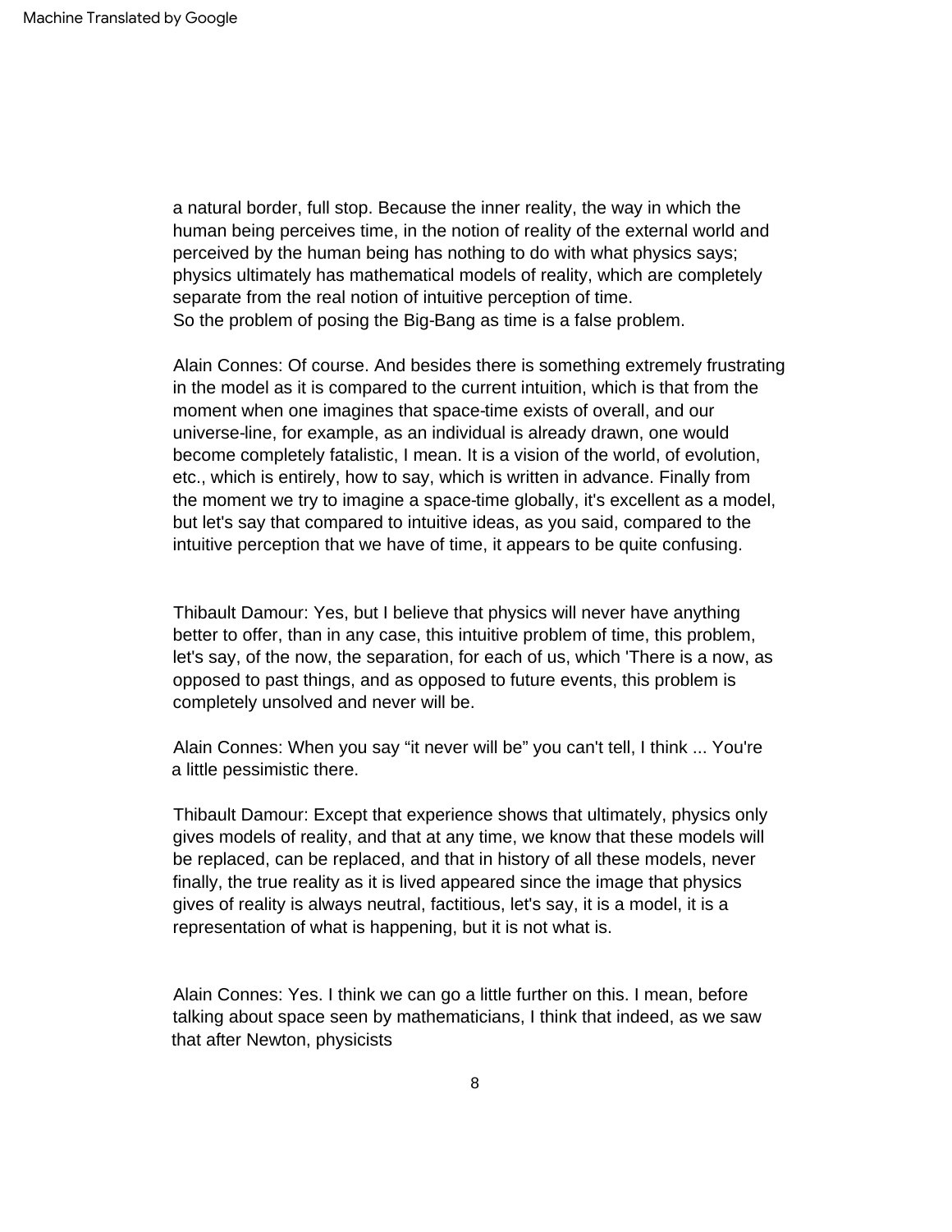a natural border, full stop. Because the inner reality, the way in which the human being perceives time, in the notion of reality of the external world and perceived by the human being has nothing to do with what physics says; physics ultimately has mathematical models of reality, which are completely separate from the real notion of intuitive perception of time.
So the problem of posing the Big-Bang as time is a false problem.

Alain Connes: Of course. And besides there is something extremely frustrating in the model as it is compared to the current intuition, which is that from the moment when one imagines that space-time exists of overall, and our universe-line, for example, as an individual is already drawn, one would become completely fatalistic, I mean. It is a vision of the world, of evolution, etc., which is entirely, how to say, which is written in advance. Finally from the moment we try to imagine a space-time globally, it's excellent as a model, but let's say that compared to intuitive ideas, as you said, compared to the intuitive perception that we have of time, it appears to be quite confusing.

Thibault Damour: Yes, but I believe that physics will never have anything better to offer, than in any case, this intuitive problem of time, this problem, let's say, of the now, the separation, for each of us, which 'There is a now, as opposed to past things, and as opposed to future events, this problem is completely unsolved and never will be.

Alain Connes: When you say “it never will be” you can't tell, I think ... You're a little pessimistic there.

Thibault Damour: Except that experience shows that ultimately, physics only gives models of reality, and that at any time, we know that these models will be replaced, can be replaced, and that in history of all these models, never finally, the true reality as it is lived appeared since the image that physics gives of reality is always neutral, factitious, let's say, it is a model, it is a representation of what is happening, but it is not what is.

Alain Connes: Yes. I think we can go a little further on this. I mean, before talking about space seen by mathematicians, I think that indeed, as we saw that after Newton, physicists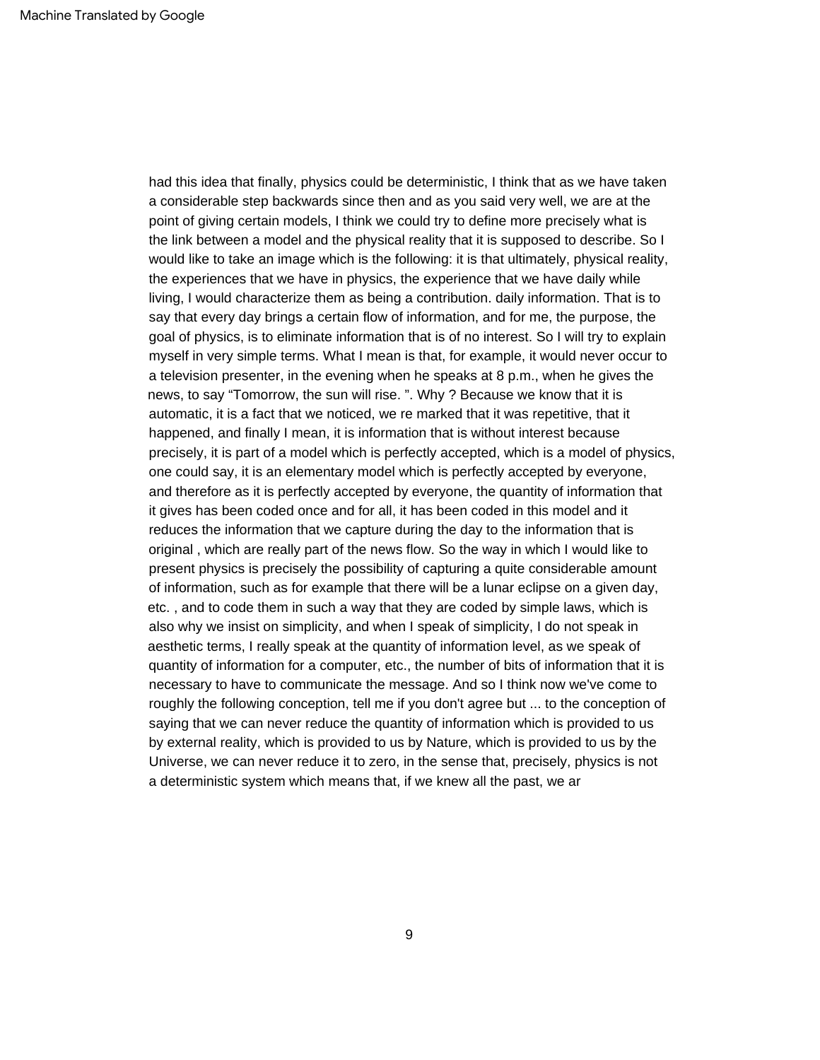had this idea that finally, physics could be deterministic, I think that as we have taken a considerable step backwards since then and as you said very well, we are at the point of giving certain models, I think we could try to define more precisely what is the link between a model and the physical reality that it is supposed to describe. So I would like to take an image which is the following: it is that ultimately, physical reality, the experiences that we have in physics, the experience that we have daily while living, I would characterize them as being a contribution. daily information. That is to say that every day brings a certain flow of information, and for me, the purpose, the goal of physics, is to eliminate information that is of no interest. So I will try to explain myself in very simple terms. What I mean is that, for example, it would never occur to a television presenter, in the evening when he speaks at 8 p.m., when he gives the news, to say "Tomorrow, the sun will rise. ". Why ? Because we know that it is automatic, it is a fact that we noticed, we re marked that it was repetitive, that it happened, and finally I mean, it is information that is without interest because precisely, it is part of a model which is perfectly accepted, which is a model of physics, one could say, it is an elementary model which is perfectly accepted by everyone, and therefore as it is perfectly accepted by everyone, the quantity of information that it gives has been coded once and for all, it has been coded in this model and it reduces the information that we capture during the day to the information that is original , which are really part of the news flow. So the way in which I would like to present physics is precisely the possibility of capturing a quite considerable amount of information, such as for example that there will be a lunar eclipse on a given day, etc. , and to code them in such a way that they are coded by simple laws, which is also why we insist on simplicity, and when I speak of simplicity, I do not speak in aesthetic terms, I really speak at the quantity of information level, as we speak of quantity of information for a computer, etc., the number of bits of information that it is necessary to have to communicate the message. And so I think now we've come to roughly the following conception, tell me if you don't agree but ... to the conception of saying that we can never reduce the quantity of information which is provided to us by external reality, which is provided to us by Nature, which is provided to us by the Universe, we can never reduce it to zero, in the sense that, precisely, physics is not a deterministic system which means that, if we knew all the past, we ar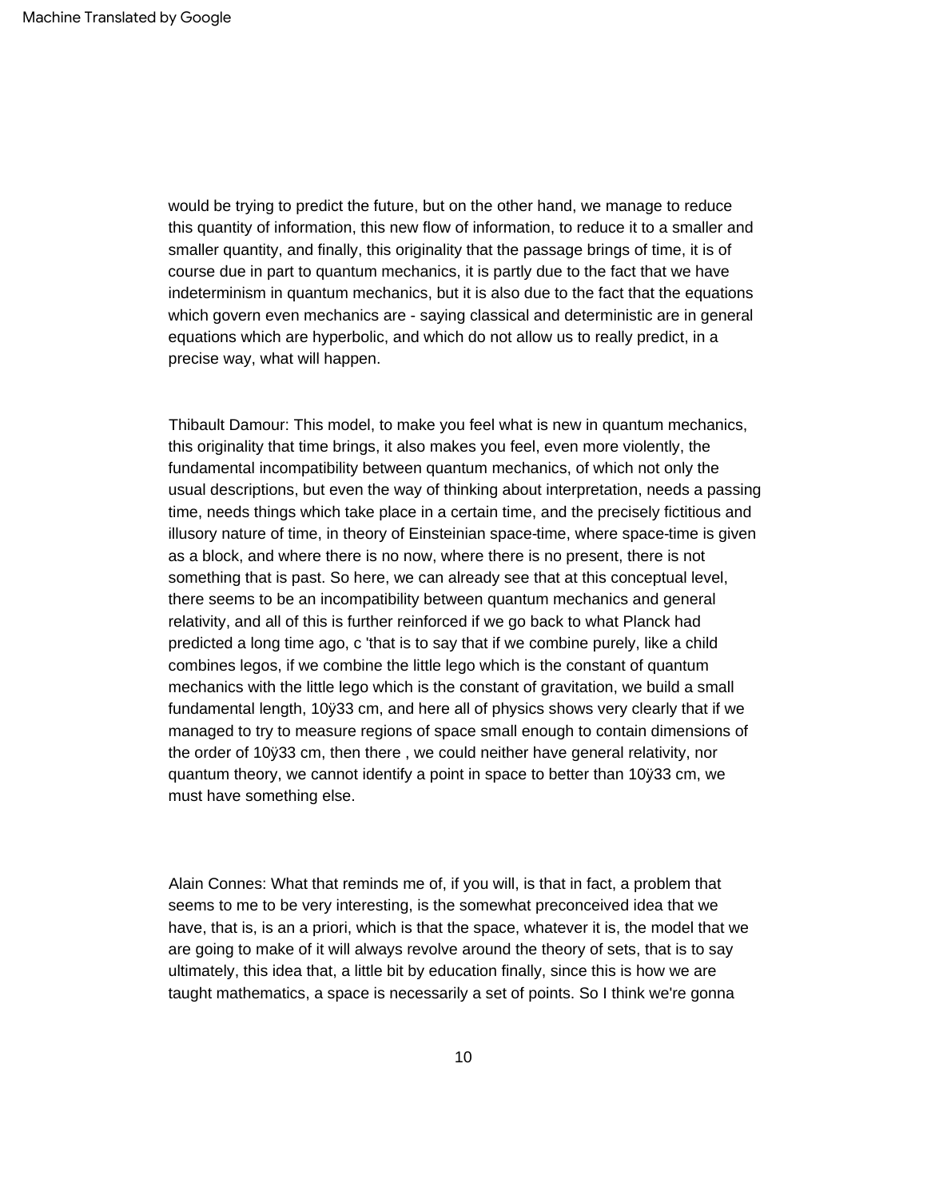would be trying to predict the future, but on the other hand, we manage to reduce this quantity of information, this new flow of information, to reduce it to a smaller and smaller quantity, and finally, this originality that the passage brings of time, it is of course due in part to quantum mechanics, it is partly due to the fact that we have indeterminism in quantum mechanics, but it is also due to the fact that the equations which govern even mechanics are - saying classical and deterministic are in general equations which are hyperbolic, and which do not allow us to really predict, in a precise way, what will happen.

Thibault Damour: This model, to make you feel what is new in quantum mechanics, this originality that time brings, it also makes you feel, even more violently, the fundamental incompatibility between quantum mechanics, of which not only the usual descriptions, but even the way of thinking about interpretation, needs a passing time, needs things which take place in a certain time, and the precisely fictitious and illusory nature of time, in theory of Einsteinian space-time, where space-time is given as a block, and where there is no now, where there is no present, there is not something that is past. So here, we can already see that at this conceptual level, there seems to be an incompatibility between quantum mechanics and general relativity, and all of this is further reinforced if we go back to what Planck had predicted a long time ago, c 'that is to say that if we combine purely, like a child combines legos, if we combine the little lego which is the constant of quantum mechanics with the little lego which is the constant of gravitation, we build a small fundamental length, 10ÿ33 cm, and here all of physics shows very clearly that if we managed to try to measure regions of space small enough to contain dimensions of the order of 10ÿ33 cm, then there , we could neither have general relativity, nor quantum theory, we cannot identify a point in space to better than 10ÿ33 cm, we must have something else.

Alain Connes: What that reminds me of, if you will, is that in fact, a problem that seems to me to be very interesting, is the somewhat preconceived idea that we have, that is, is an a priori, which is that the space, whatever it is, the model that we are going to make of it will always revolve around the theory of sets, that is to say ultimately, this idea that, a little bit by education finally, since this is how we are taught mathematics, a space is necessarily a set of points. So I think we're gonna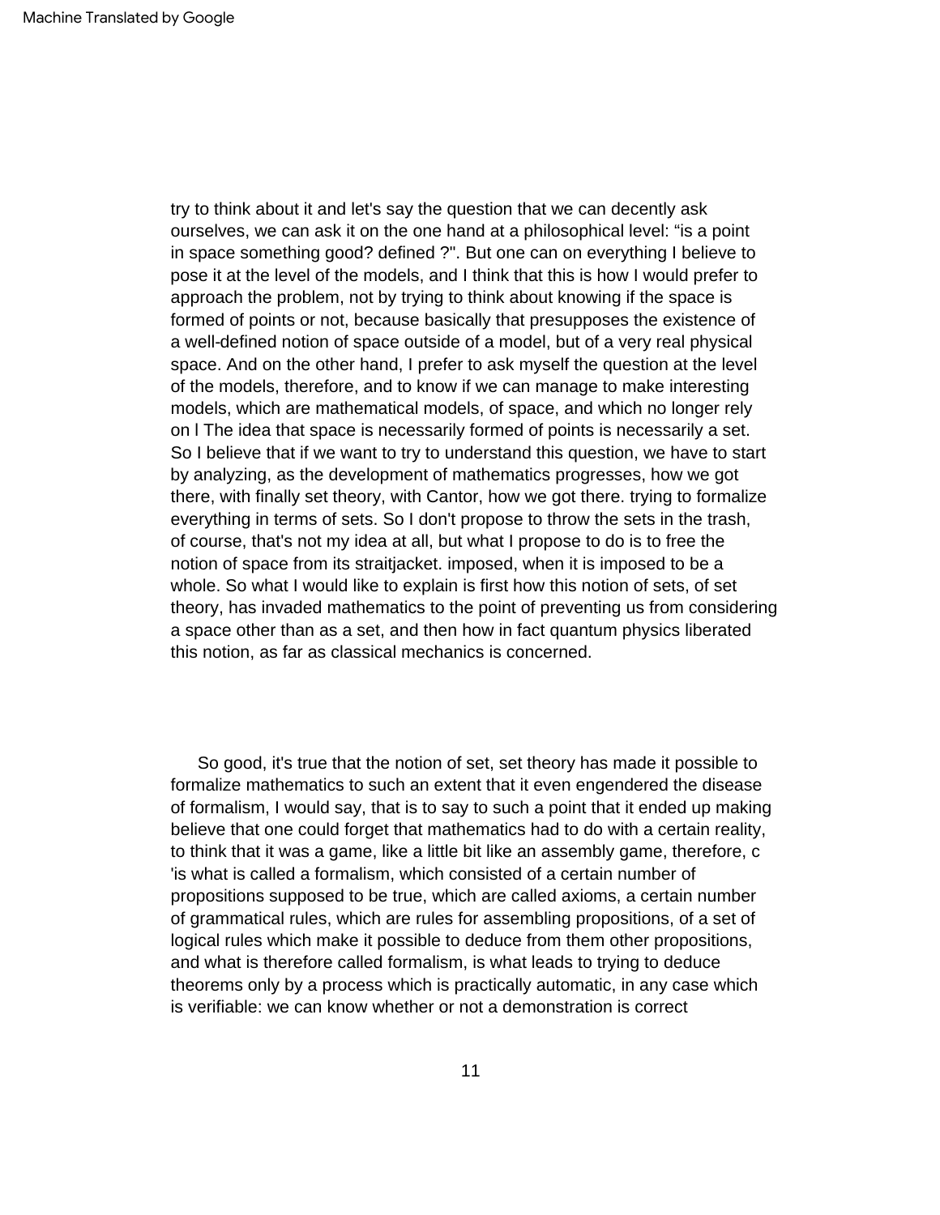try to think about it and let's say the question that we can decently ask ourselves, we can ask it on the one hand at a philosophical level: "is a point in space something good? defined ?". But one can on everything I believe to pose it at the level of the models, and I think that this is how I would prefer to approach the problem, not by trying to think about knowing if the space is formed of points or not, because basically that presupposes the existence of a well-defined notion of space outside of a model, but of a very real physical space. And on the other hand, I prefer to ask myself the question at the level of the models, therefore, and to know if we can manage to make interesting models, which are mathematical models, of space, and which no longer rely on l The idea that space is necessarily formed of points is necessarily a set. So I believe that if we want to try to understand this question, we have to start by analyzing, as the development of mathematics progresses, how we got there, with finally set theory, with Cantor, how we got there. trying to formalize everything in terms of sets. So I don't propose to throw the sets in the trash, of course, that's not my idea at all, but what I propose to do is to free the notion of space from its straitjacket. imposed, when it is imposed to be a whole. So what I would like to explain is first how this notion of sets, of set theory, has invaded mathematics to the point of preventing us from considering a space other than as a set, and then how in fact quantum physics liberated this notion, as far as classical mechanics is concerned.

So good, it's true that the notion of set, set theory has made it possible to formalize mathematics to such an extent that it even engendered the disease of formalism, I would say, that is to say to such a point that it ended up making believe that one could forget that mathematics had to do with a certain reality, to think that it was a game, like a little bit like an assembly game, therefore, c 'is what is called a formalism, which consisted of a certain number of propositions supposed to be true, which are called axioms, a certain number of grammatical rules, which are rules for assembling propositions, of a set of logical rules which make it possible to deduce from them other propositions, and what is therefore called formalism, is what leads to trying to deduce theorems only by a process which is practically automatic, in any case which is verifiable: we can know whether or not a demonstration is correct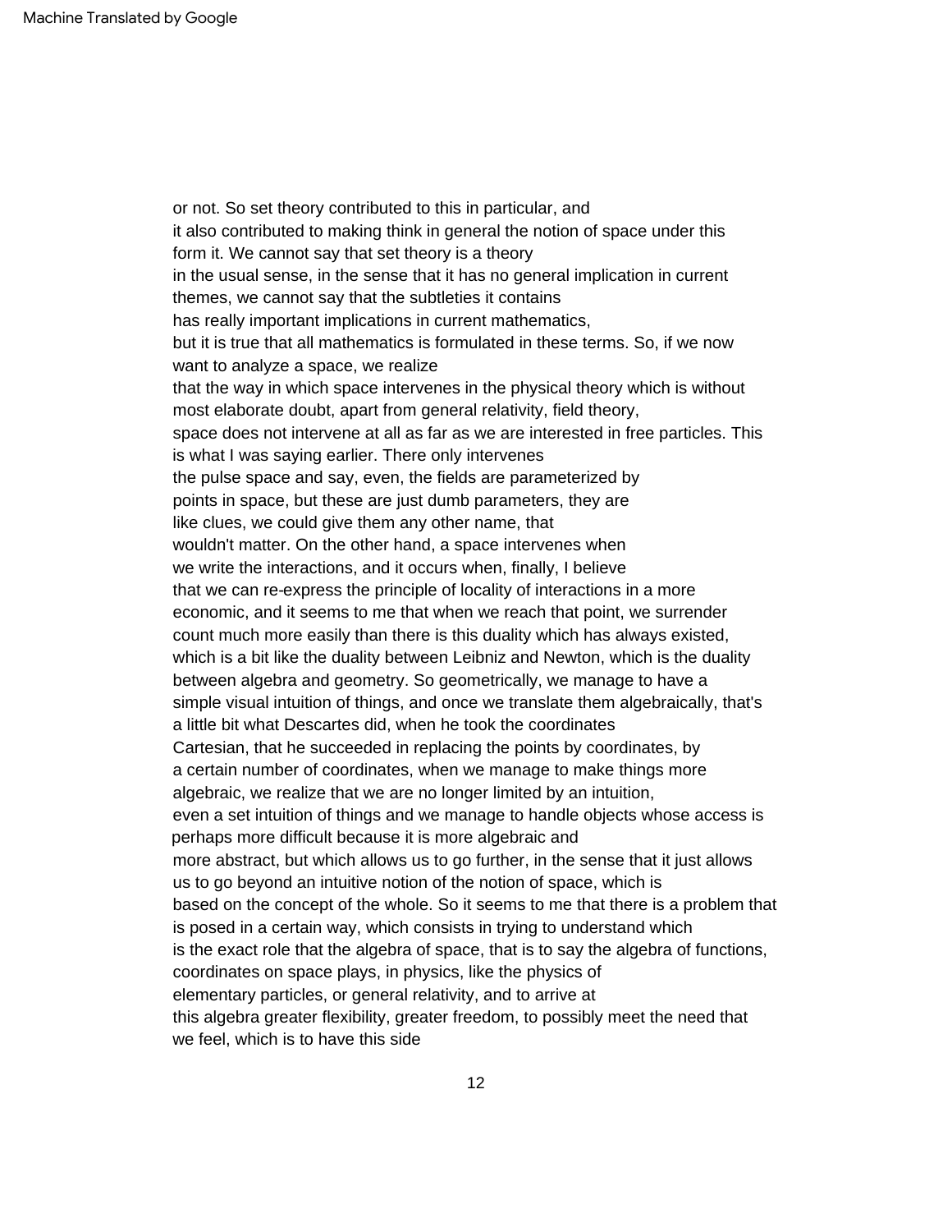or not. So set theory contributed to this in particular, and it also contributed to making think in general the notion of space under this form it. We cannot say that set theory is a theory in the usual sense, in the sense that it has no general implication in current themes, we cannot say that the subtleties it contains has really important implications in current mathematics, but it is true that all mathematics is formulated in these terms. So, if we now want to analyze a space, we realize that the way in which space intervenes in the physical theory which is without most elaborate doubt, apart from general relativity, field theory, space does not intervene at all as far as we are interested in free particles. This is what I was saying earlier. There only intervenes the pulse space and say, even, the fields are parameterized by points in space, but these are just dumb parameters, they are like clues, we could give them any other name, that wouldn't matter. On the other hand, a space intervenes when we write the interactions, and it occurs when, finally, I believe that we can re-express the principle of locality of interactions in a more economic, and it seems to me that when we reach that point, we surrender count much more easily than there is this duality which has always existed, which is a bit like the duality between Leibniz and Newton, which is the duality between algebra and geometry. So geometrically, we manage to have a simple visual intuition of things, and once we translate them algebraically, that's a little bit what Descartes did, when he took the coordinates Cartesian, that he succeeded in replacing the points by coordinates, by a certain number of coordinates, when we manage to make things more algebraic, we realize that we are no longer limited by an intuition, even a set intuition of things and we manage to handle objects whose access is perhaps more difficult because it is more algebraic and more abstract, but which allows us to go further, in the sense that it just allows us to go beyond an intuitive notion of the notion of space, which is based on the concept of the whole. So it seems to me that there is a problem that is posed in a certain way, which consists in trying to understand which is the exact role that the algebra of space, that is to say the algebra of functions, coordinates on space plays, in physics, like the physics of elementary particles, or general relativity, and to arrive at this algebra greater flexibility, greater freedom, to possibly meet the need that we feel, which is to have this side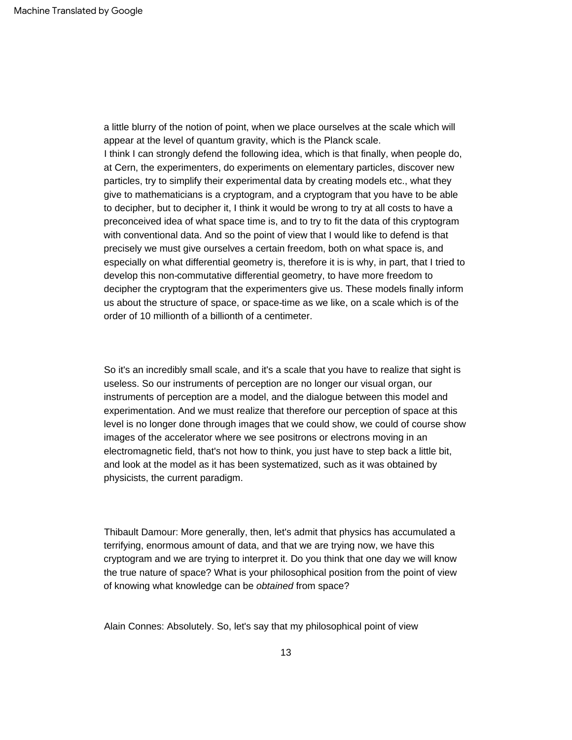a little blurry of the notion of point, when we place ourselves at the scale which will appear at the level of quantum gravity, which is the Planck scale.
I think I can strongly defend the following idea, which is that finally, when people do, at Cern, the experimenters, do experiments on elementary particles, discover new particles, try to simplify their experimental data by creating models etc., what they give to mathematicians is a cryptogram, and a cryptogram that you have to be able to decipher, but to decipher it, I think it would be wrong to try at all costs to have a preconceived idea of what space time is, and to try to fit the data of this cryptogram with conventional data. And so the point of view that I would like to defend is that precisely we must give ourselves a certain freedom, both on what space is, and especially on what differential geometry is, therefore it is is why, in part, that I tried to develop this non-commutative differential geometry, to have more freedom to decipher the cryptogram that the experimenters give us. These models finally inform us about the structure of space, or space-time as we like, on a scale which is of the order of 10 millionth of a billionth of a centimeter.

So it's an incredibly small scale, and it's a scale that you have to realize that sight is useless. So our instruments of perception are no longer our visual organ, our instruments of perception are a model, and the dialogue between this model and experimentation. And we must realize that therefore our perception of space at this level is no longer done through images that we could show, we could of course show images of the accelerator where we see positrons or electrons moving in an electromagnetic field, that's not how to think, you just have to step back a little bit, and look at the model as it has been systematized, such as it was obtained by physicists, the current paradigm.

Thibault Damour: More generally, then, let's admit that physics has accumulated a terrifying, enormous amount of data, and that we are trying now, we have this cryptogram and we are trying to interpret it. Do you think that one day we will know the true nature of space? What is your philosophical position from the point of view of knowing what knowledge can be *obtained* from space?

Alain Connes: Absolutely. So, let's say that my philosophical point of view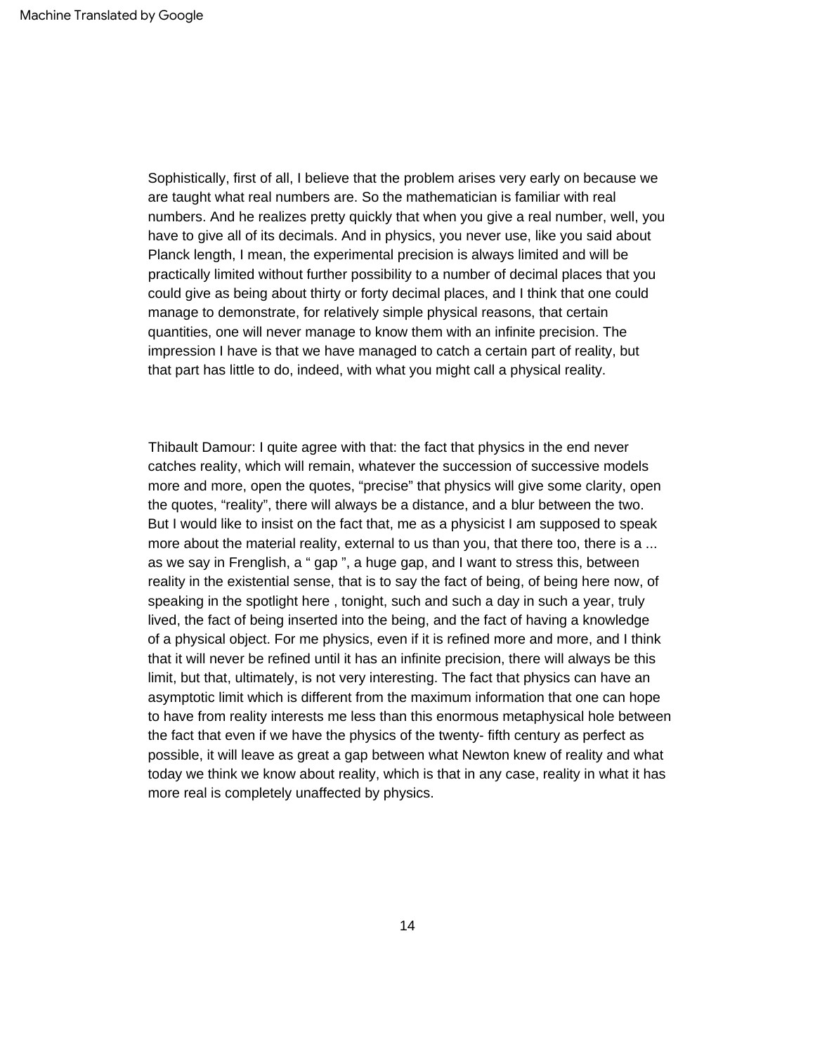Sophistically, first of all, I believe that the problem arises very early on because we are taught what real numbers are. So the mathematician is familiar with real numbers. And he realizes pretty quickly that when you give a real number, well, you have to give all of its decimals. And in physics, you never use, like you said about Planck length, I mean, the experimental precision is always limited and will be practically limited without further possibility to a number of decimal places that you could give as being about thirty or forty decimal places, and I think that one could manage to demonstrate, for relatively simple physical reasons, that certain quantities, one will never manage to know them with an infinite precision. The impression I have is that we have managed to catch a certain part of reality, but that part has little to do, indeed, with what you might call a physical reality.

Thibault Damour: I quite agree with that: the fact that physics in the end never catches reality, which will remain, whatever the succession of successive models more and more, open the quotes, “precise” that physics will give some clarity, open the quotes, “reality”, there will always be a distance, and a blur between the two. But I would like to insist on the fact that, me as a physicist I am supposed to speak more about the material reality, external to us than you, that there too, there is a ... as we say in Frenglish, a “ gap ”, a huge gap, and I want to stress this, between reality in the existential sense, that is to say the fact of being, of being here now, of speaking in the spotlight here , tonight, such and such a day in such a year, truly lived, the fact of being inserted into the being, and the fact of having a knowledge of a physical object. For me physics, even if it is refined more and more, and I think that it will never be refined until it has an infinite precision, there will always be this limit, but that, ultimately, is not very interesting. The fact that physics can have an asymptotic limit which is different from the maximum information that one can hope to have from reality interests me less than this enormous metaphysical hole between the fact that even if we have the physics of the twenty- fifth century as perfect as possible, it will leave as great a gap between what Newton knew of reality and what today we think we know about reality, which is that in any case, reality in what it has more real is completely unaffected by physics.